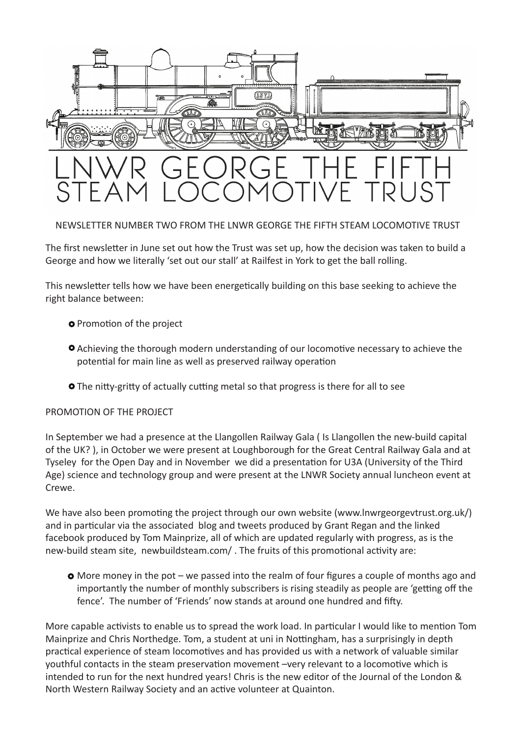# LNWR GEORGE THE FIFTH STEAM LOCOMOTIVE TRUST

NEWSLETTER NUMBER TWO FROM THE LNWR GEORGE THE FIFTH STEAM LOCOMOTIVE TRUST

The first newsletter in June set out how the Trust was set up, how the decision was taken to build a George and how we literally 'set out our stall' at Railfest in York to get the ball rolling.

This newsletter tells how we have been energetically building on this base seeking to achieve the right balance between:

- Promotion of the project
- Achieving the thorough modern understanding of our locomotive necessary to achieve the potential for main line as well as preserved railway operation
- The nitty-gritty of actually cutting metal so that progress is there for all to see

## PROMOTION OF THE PROJECT

In September we had a presence at the Llangollen Railway Gala ( Is Llangollen the new-build capital of the UK? ), in October we were present at Loughborough for the Great Central Railway Gala and at Tyseley for the Open Day and in November we did a presentation for U3A (University of the Third Age) science and technology group and were present at the LNWR Society annual luncheon event at Crewe.

We have also been promoting the project through our own website (www.lnwrgeorgevtrust.org.uk/) and in particular via the associated blog and tweets produced by Grant Regan and the linked facebook produced by Tom Mainprize, all of which are updated regularly with progress, as is the new-build steam site, newbuildsteam.com/ . The fruits of this promotional activity are:

- More money in the pot – we passed into the realm of four figures a couple of months ago and importantly the number of monthly subscribers is rising steadily as people are 'getting off the fence'. The number of 'Friends' now stands at around one hundred and fifty.

More capable activists to enable us to spread the work load. In particular I would like to mention Tom Mainprize and Chris Northedge. Tom, a student at uni in Nottingham, has a surprisingly in depth practical experience of steam locomotives and has provided us with a network of valuable similar youthful contacts in the steam preservation movement –very relevant to a locomotive which is intended to run for the next hundred years! Chris is the new editor of the Journal of the London & North Western Railway Society and an active volunteer at Quainton.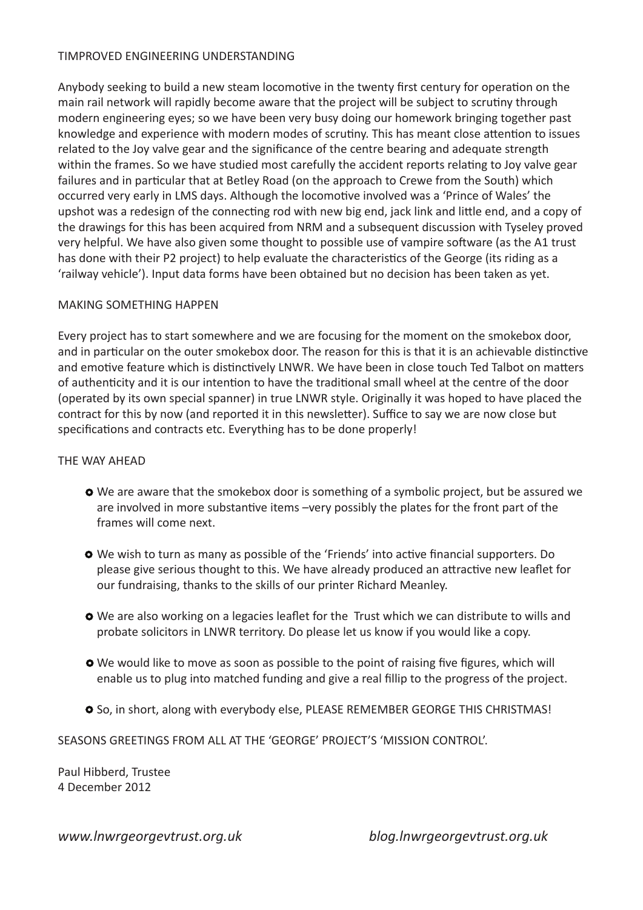## TIMPROVED ENGINEERING UNDERSTANDING

Anybody seeking to build a new steam locomotive in the twenty first century for operation on the main rail network will rapidly become aware that the project will be subject to scrutiny through modern engineering eyes; so we have been very busy doing our homework bringing together past knowledge and experience with modern modes of scrutiny. This has meant close attention to issues related to the Joy valve gear and the significance of the centre bearing and adequate strength within the frames. So we have studied most carefully the accident reports relating to Joy valve gear failures and in particular that at Betley Road (on the approach to Crewe from the South) which occurred very early in LMS days. Although the locomotive involved was a 'Prince of Wales' the upshot was a redesign of the connecting rod with new big end, jack link and little end, and a copy of the drawings for this has been acquired from NRM and a subsequent discussion with Tyseley proved very helpful. We have also given some thought to possible use of vampire software (as the A1 trust has done with their P2 project) to help evaluate the characteristics of the George (its riding as a 'railway vehicle'). Input data forms have been obtained but no decision has been taken as yet.

## MAKING SOMETHING HAPPEN

Every project has to start somewhere and we are focusing for the moment on the smokebox door, and in particular on the outer smokebox door. The reason for this is that it is an achievable distinctive and emotive feature which is distinctively LNWR. We have been in close touch Ted Talbot on matters of authenticity and it is our intention to have the traditional small wheel at the centre of the door (operated by its own special spanner) in true LNWR style. Originally it was hoped to have placed the contract for this by now (and reported it in this newsletter). Suffice to say we are now close but specifications and contracts etc. Everything has to be done properly!

## THE WAY AHEAD

- We are aware that the smokebox door is something of a symbolic project, but be assured we are involved in more substantive items –very possibly the plates for the front part of the frames will come next.
- We wish to turn as many as possible of the 'Friends' into active financial supporters. Do please give serious thought to this. We have already produced an attractive new leaflet for our fundraising, thanks to the skills of our printer Richard Meanley.
- We are also working on a legacies leaflet for the Trust which we can distribute to wills and probate solicitors in LNWR territory. Do please let us know if you would like a copy.
- We would like to move as soon as possible to the point of raising five figures, which will enable us to plug into matched funding and give a real fillip to the progress of the project.
- So, in short, along with everybody else, PLEASE REMEMBER GEORGE THIS CHRISTMAS!

SEASONS GREETINGS FROM ALL AT THE 'GEORGE' PROJECT'S 'MISSION CONTROL'.

Paul Hibberd, Trustee
4 December 2012

*www.lnwrgeorgevtrust.org.uk* *blog.lnwrgeorgevtrust.org.uk*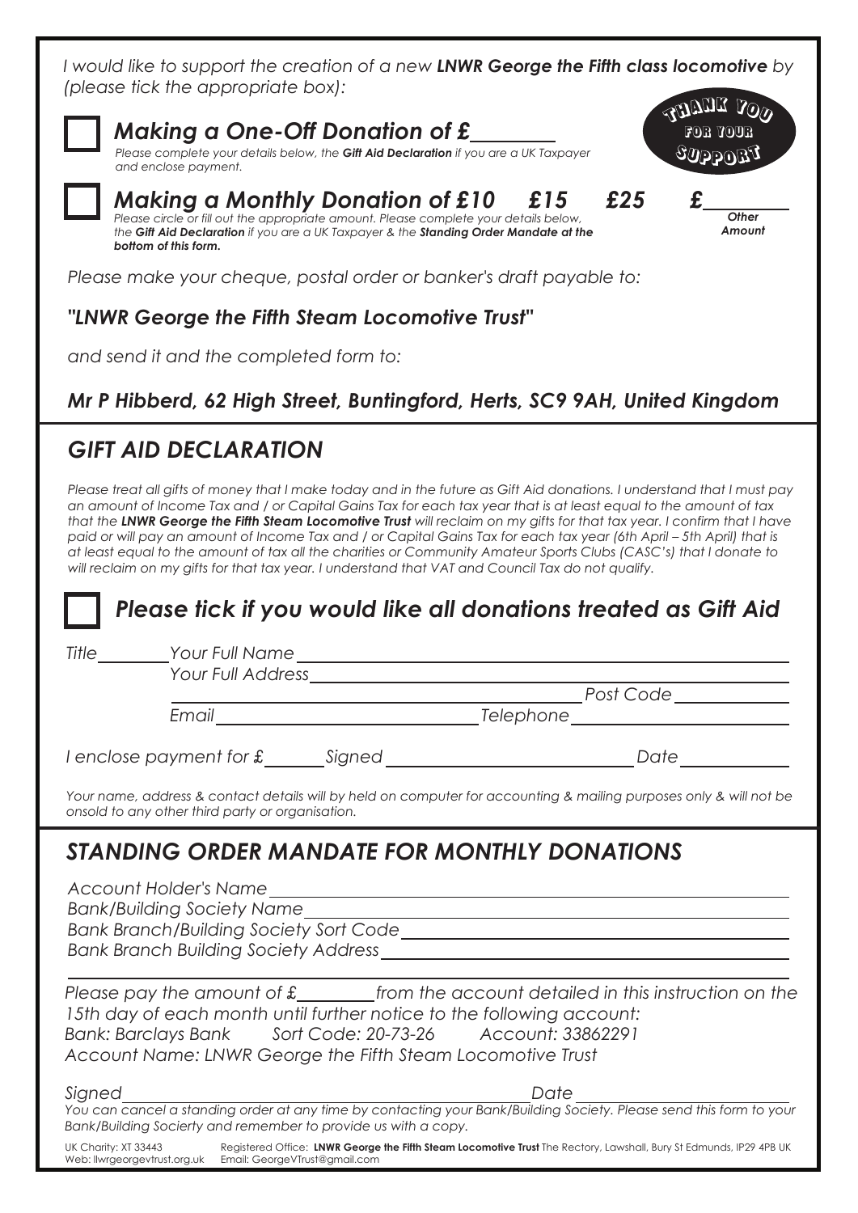*I would like to support the creation of a new **LNWR George the Fifth class locomotive** by (please tick the appropriate box):*

THANK YOU FOR YOUR SUPPORT

☐ ***Making a One-Off Donation of £________***

*Please complete your details below, the **Gift Aid Declaration** if you are a UK Taxpayer and enclose payment.*

☐ ***Making a Monthly Donation of £10 £15 £25 £________***
*Other Amount*

*Please circle or fill out the appropriate amount. Please complete your details below, the **Gift Aid Declaration** if you are a UK Taxpayer & the **Standing Order Mandate at the bottom of this form.***

*Please make your cheque, postal order or banker's draft payable to:*

***"LNWR George the Fifth Steam Locomotive Trust"***

*and send it and the completed form to:*

***Mr P Hibberd, 62 High Street, Buntingford, Herts, SC9 9AH, United Kingdom***

## *GIFT AID DECLARATION*

*Please treat all gifts of money that I make today and in the future as Gift Aid donations. I understand that I must pay an amount of Income Tax and / or Capital Gains Tax for each tax year that is at least equal to the amount of tax that the **LNWR George the Fifth Steam Locomotive Trust** will reclaim on my gifts for that tax year. I confirm that I have paid or will pay an amount of Income Tax and / or Capital Gains Tax for each tax year (6th April – 5th April) that is at least equal to the amount of tax all the charities or Community Amateur Sports Clubs (CASC's) that I donate to will reclaim on my gifts for that tax year. I understand that VAT and Council Tax do not qualify.*

☐ ***Please tick if you would like all donations treated as Gift Aid***

*Title* ________ *Your Full Name* ________________________________

*Your Full Address* ________________________________

________________________________ *Post Code* ____________

*Email* ____________________ *Telephone* ____________________

*I enclose payment for £* ______ *Signed* ____________________ *Date* ____________

*Your name, address & contact details will by held on computer for accounting & mailing purposes only & will not be onsold to any other third party or organisation.*

## *STANDING ORDER MANDATE FOR MONTHLY DONATIONS*

*Account Holder's Name* ________________________________

*Bank/Building Society Name* ________________________________

*Bank Branch/Building Society Sort Code* ________________________________

*Bank Branch Building Society Address* ________________________________

________________________________

*Please pay the amount of £________ from the account detailed in this instruction on the 15th day of each month until further notice to the following account:*
*Bank: Barclays Bank Sort Code: 20-73-26 Account: 33862291*
*Account Name: LNWR George the Fifth Steam Locomotive Trust*

*Signed* ________________________________ *Date* ____________

*You can cancel a standing order at any time by contacting your Bank/Building Society. Please send this form to your Bank/Building Socierty and remember to provide us with a copy.*

UK Charity: XT 33443 Registered Office: **LNWR George the Fifth Steam Locomotive Trust** The Rectory, Lawshall, Bury St Edmunds, IP29 4PB UK
Web: llwrgeorgevtrust.org.uk Email: GeorgeVTrust@gmail.com